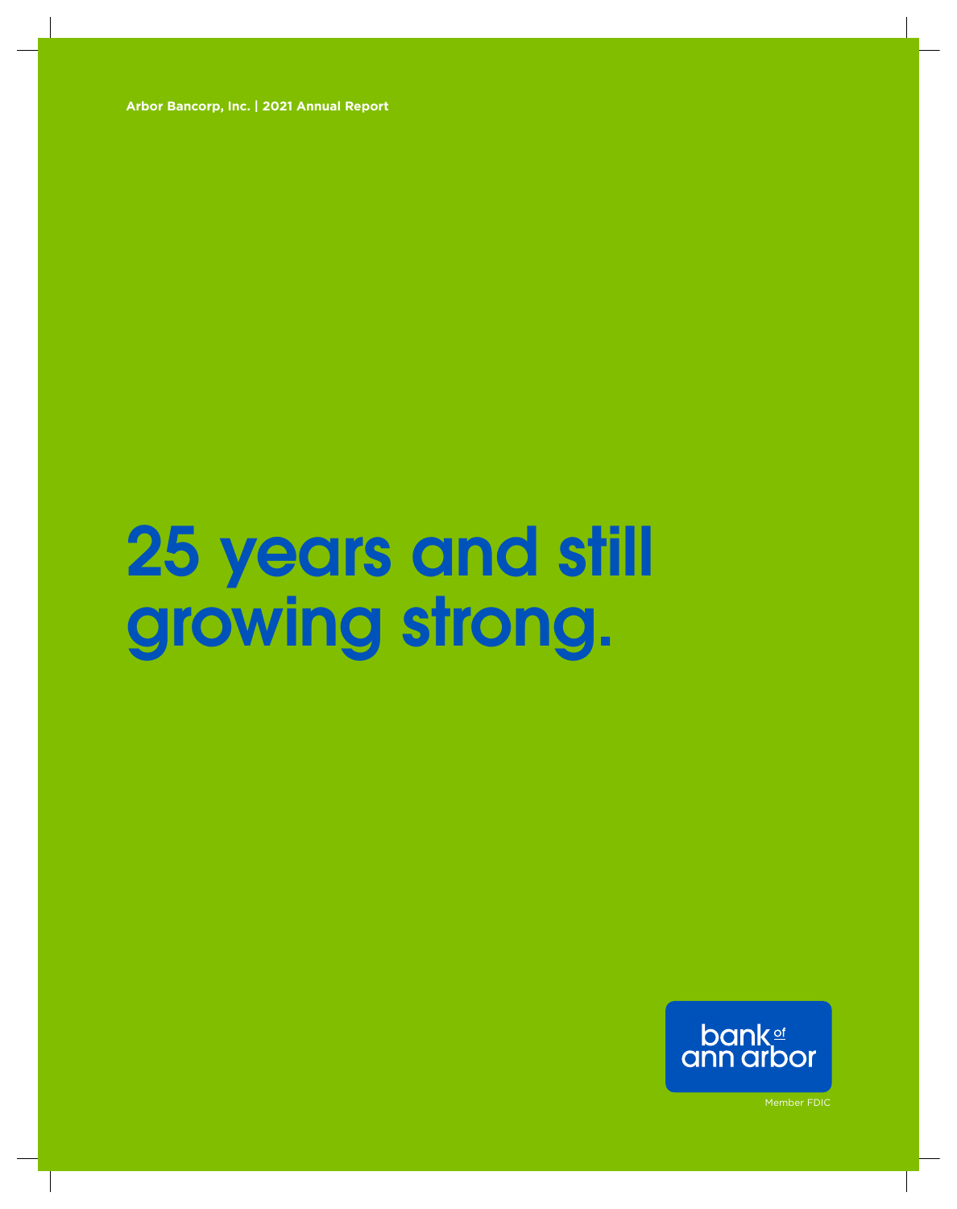Arbor Bancorp, Inc. | 2021 Annual Report

# 25 years and still growing strong.

bank of ann arbor

Member FDIC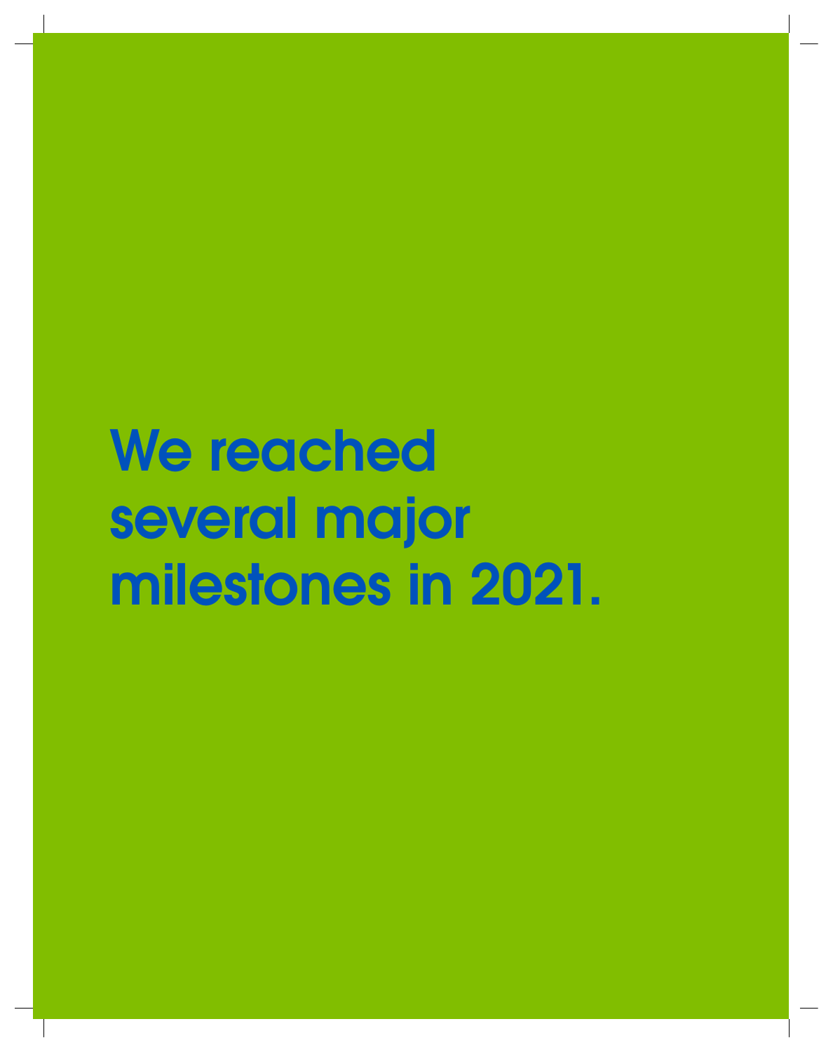# We reached several major milestones in 2021.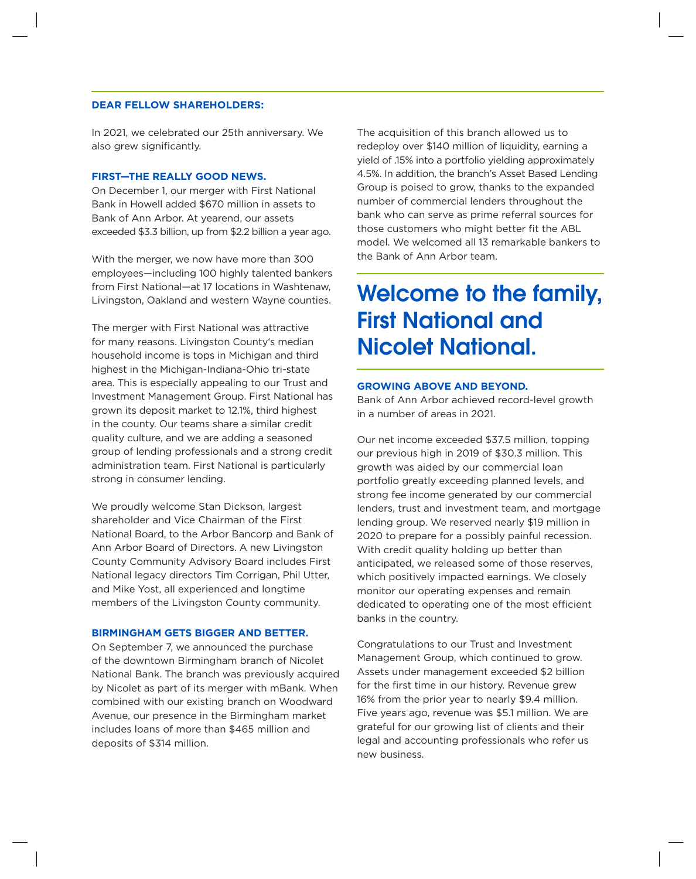**DEAR FELLOW SHAREHOLDERS:**

In 2021, we celebrated our 25th anniversary. We also grew significantly.

### FIRST—THE REALLY GOOD NEWS.

On December 1, our merger with First National Bank in Howell added $670 million in assets to Bank of Ann Arbor. At yearend, our assets exceeded $3.3 billion, up from $2.2 billion a year ago.

With the merger, we now have more than 300 employees—including 100 highly talented bankers from First National—at 17 locations in Washtenaw, Livingston, Oakland and western Wayne counties.

The merger with First National was attractive for many reasons. Livingston County's median household income is tops in Michigan and third highest in the Michigan-Indiana-Ohio tri-state area. This is especially appealing to our Trust and Investment Management Group. First National has grown its deposit market to 12.1%, third highest in the county. Our teams share a similar credit quality culture, and we are adding a seasoned group of lending professionals and a strong credit administration team. First National is particularly strong in consumer lending.

We proudly welcome Stan Dickson, largest shareholder and Vice Chairman of the First National Board, to the Arbor Bancorp and Bank of Ann Arbor Board of Directors. A new Livingston County Community Advisory Board includes First National legacy directors Tim Corrigan, Phil Utter, and Mike Yost, all experienced and longtime members of the Livingston County community.

### BIRMINGHAM GETS BIGGER AND BETTER.

On September 7, we announced the purchase of the downtown Birmingham branch of Nicolet National Bank. The branch was previously acquired by Nicolet as part of its merger with mBank. When combined with our existing branch on Woodward Avenue, our presence in the Birmingham market includes loans of more than $465 million and deposits of $314 million.

The acquisition of this branch allowed us to redeploy over $140 million of liquidity, earning a yield of .15% into a portfolio yielding approximately 4.5%. In addition, the branch's Asset Based Lending Group is poised to grow, thanks to the expanded number of commercial lenders throughout the bank who can serve as prime referral sources for those customers who might better fit the ABL model. We welcomed all 13 remarkable bankers to the Bank of Ann Arbor team.

## Welcome to the family, First National and Nicolet National.

### GROWING ABOVE AND BEYOND.

Bank of Ann Arbor achieved record-level growth in a number of areas in 2021.

Our net income exceeded $37.5 million, topping our previous high in 2019 of $30.3 million. This growth was aided by our commercial loan portfolio greatly exceeding planned levels, and strong fee income generated by our commercial lenders, trust and investment team, and mortgage lending group. We reserved nearly $19 million in 2020 to prepare for a possibly painful recession. With credit quality holding up better than anticipated, we released some of those reserves, which positively impacted earnings. We closely monitor our operating expenses and remain dedicated to operating one of the most efficient banks in the country.

Congratulations to our Trust and Investment Management Group, which continued to grow. Assets under management exceeded $2 billion for the first time in our history. Revenue grew 16% from the prior year to nearly $9.4 million. Five years ago, revenue was $5.1 million. We are grateful for our growing list of clients and their legal and accounting professionals who refer us new business.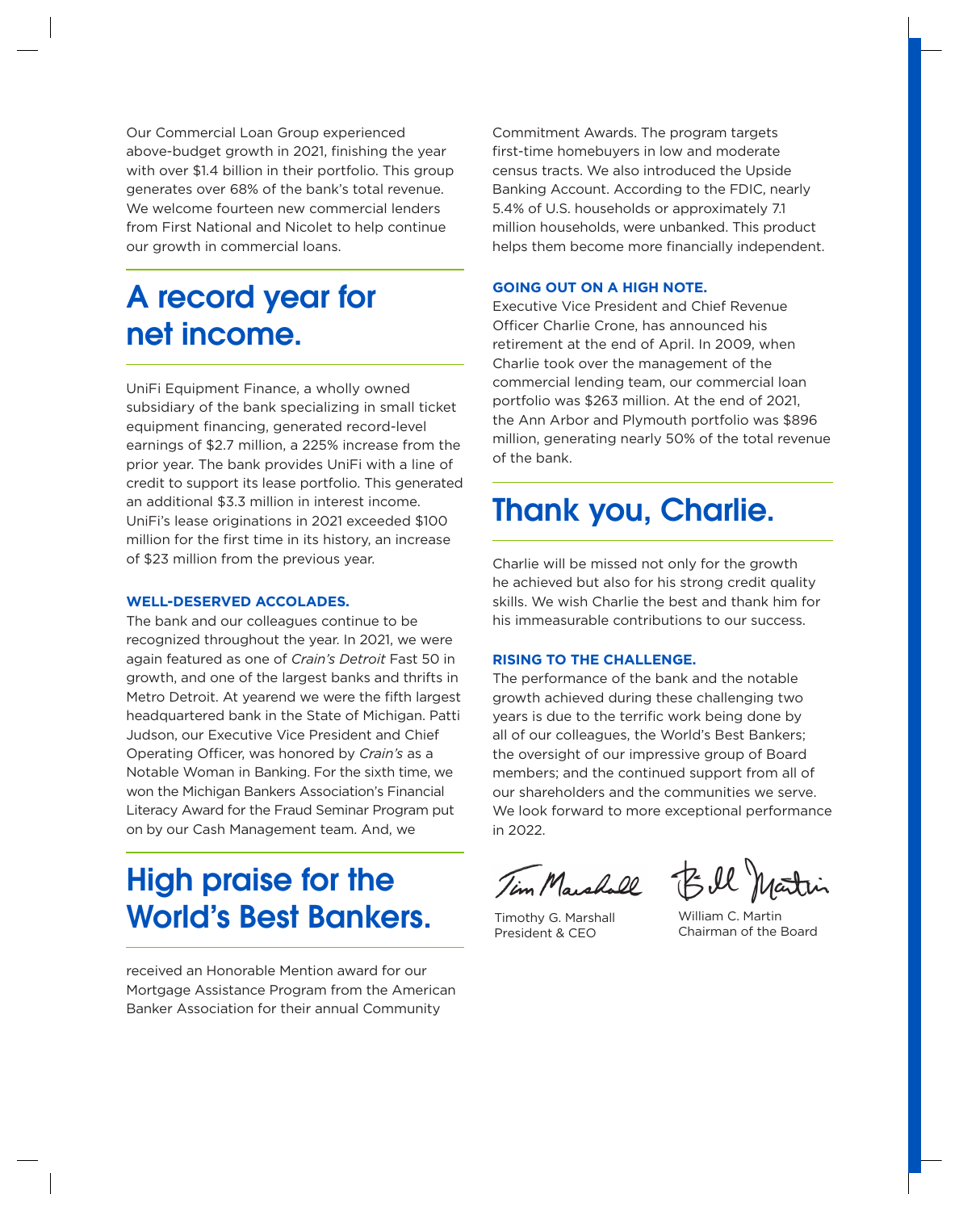Our Commercial Loan Group experienced above-budget growth in 2021, finishing the year with over $1.4 billion in their portfolio. This group generates over 68% of the bank's total revenue. We welcome fourteen new commercial lenders from First National and Nicolet to help continue our growth in commercial loans.

## A record year for net income.

UniFi Equipment Finance, a wholly owned subsidiary of the bank specializing in small ticket equipment financing, generated record-level earnings of $2.7 million, a 225% increase from the prior year. The bank provides UniFi with a line of credit to support its lease portfolio. This generated an additional $3.3 million in interest income. UniFi's lease originations in 2021 exceeded $100 million for the first time in its history, an increase of $23 million from the previous year.

### WELL-DESERVED ACCOLADES.

The bank and our colleagues continue to be recognized throughout the year. In 2021, we were again featured as one of *Crain's Detroit* Fast 50 in growth, and one of the largest banks and thrifts in Metro Detroit. At yearend we were the fifth largest headquartered bank in the State of Michigan. Patti Judson, our Executive Vice President and Chief Operating Officer, was honored by *Crain's* as a Notable Woman in Banking. For the sixth time, we won the Michigan Bankers Association's Financial Literacy Award for the Fraud Seminar Program put on by our Cash Management team. And, we received an Honorable Mention award for our Mortgage Assistance Program from the American Banker Association for their annual Community Commitment Awards. The program targets first-time homebuyers in low and moderate census tracts. We also introduced the Upside Banking Account. According to the FDIC, nearly 5.4% of U.S. households or approximately 7.1 million households, were unbanked. This product helps them become more financially independent.

## High praise for the World's Best Bankers.

### GOING OUT ON A HIGH NOTE.

Executive Vice President and Chief Revenue Officer Charlie Crone, has announced his retirement at the end of April. In 2009, when Charlie took over the management of the commercial lending team, our commercial loan portfolio was $263 million. At the end of 2021, the Ann Arbor and Plymouth portfolio was $896 million, generating nearly 50% of the total revenue of the bank.

## Thank you, Charlie.

Charlie will be missed not only for the growth he achieved but also for his strong credit quality skills. We wish Charlie the best and thank him for his immeasurable contributions to our success.

### RISING TO THE CHALLENGE.

The performance of the bank and the notable growth achieved during these challenging two years is due to the terrific work being done by all of our colleagues, the World's Best Bankers; the oversight of our impressive group of Board members; and the continued support from all of our shareholders and the communities we serve. We look forward to more exceptional performance in 2022.

Timothy G. Marshall
President & CEO

William C. Martin
Chairman of the Board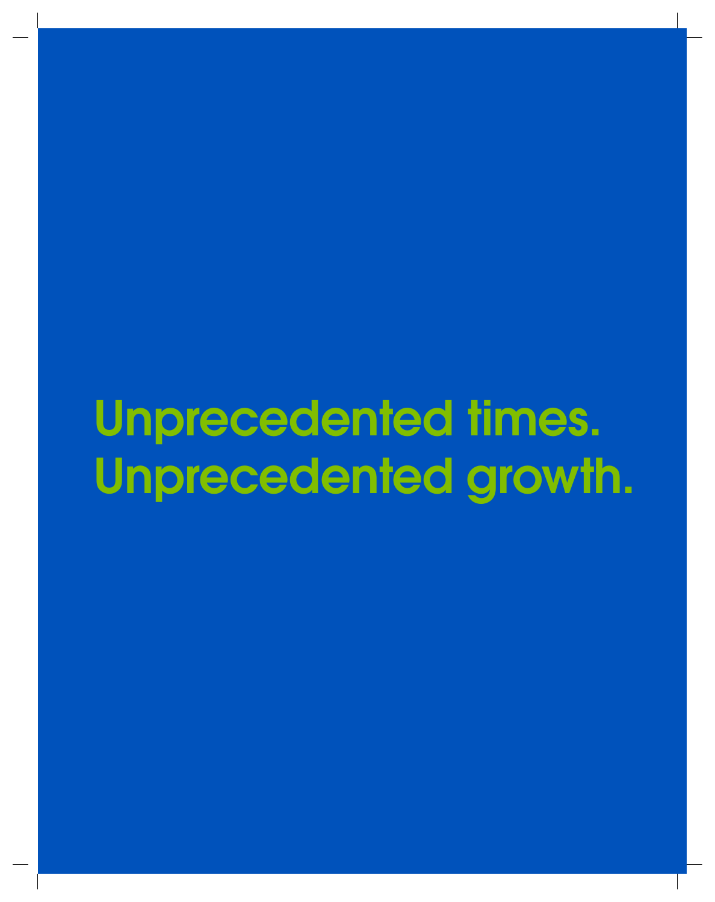# Unprecedented times.
# Unprecedented growth.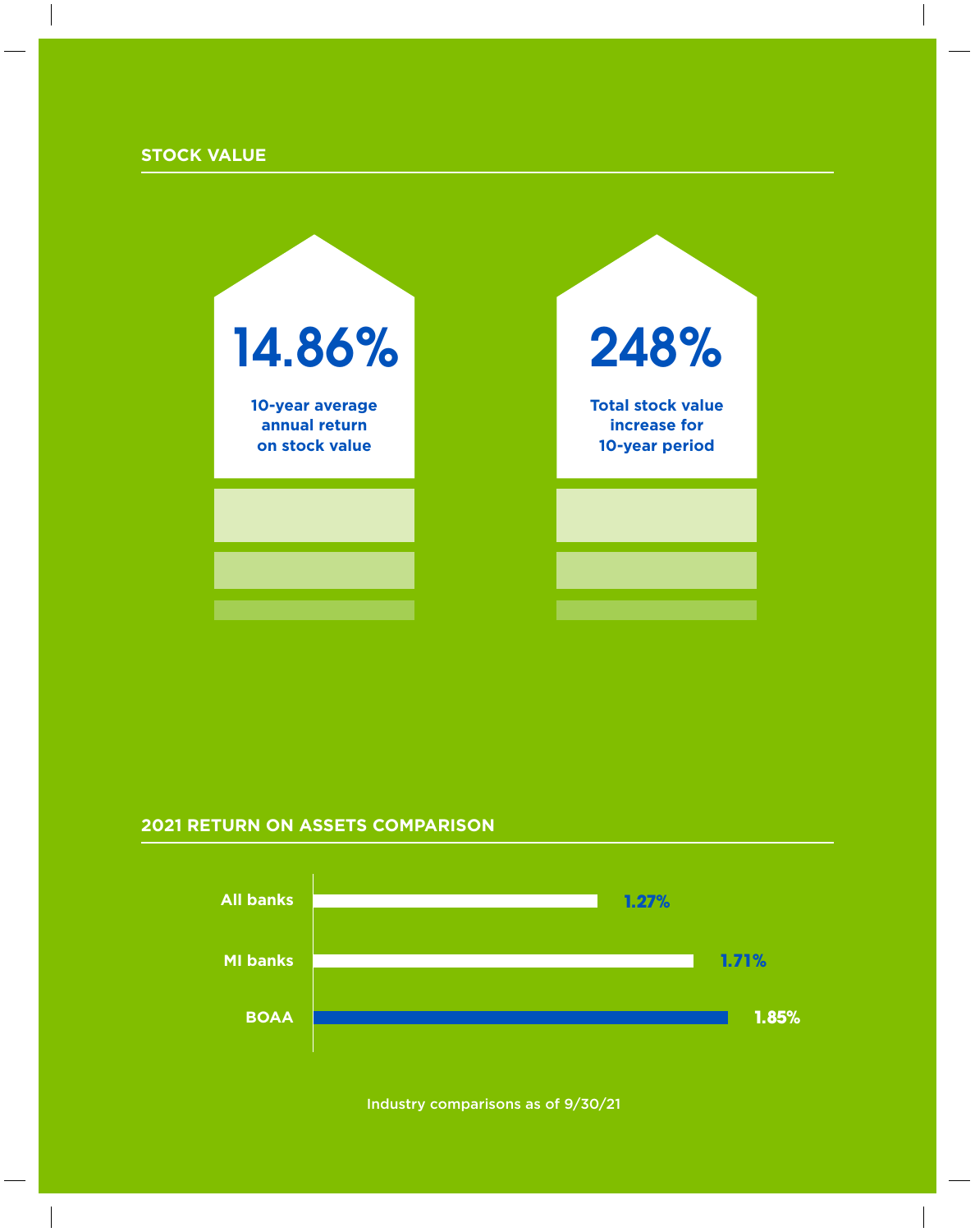## STOCK VALUE

**14.86%**

**10-year average annual return on stock value**

**248%**

**Total stock value increase for 10-year period**

## 2021 RETURN ON ASSETS COMPARISON

| | |
|---|---|
| All banks | 1.27% |
| MI banks | 1.71% |
| BOAA | 1.85% |

Industry comparisons as of 9/30/21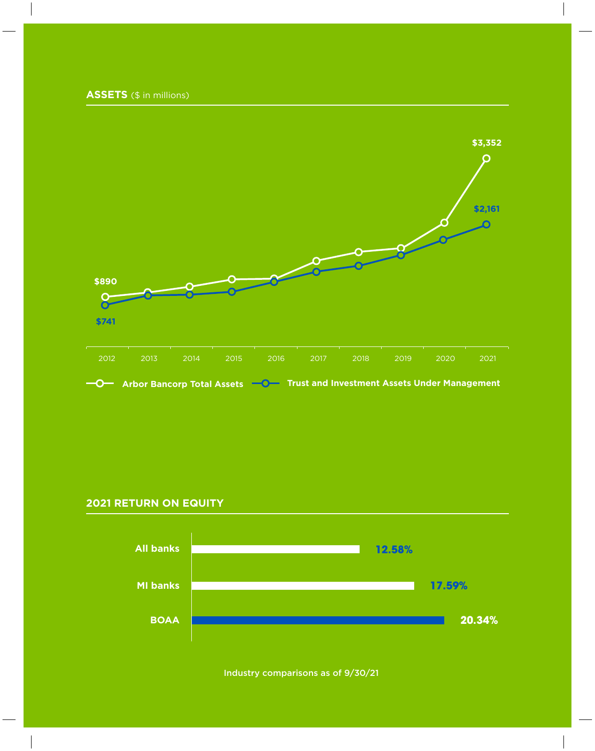## ASSETS ($ in millions)

| Year | Arbor Bancorp Total Assets | Trust and Investment Assets Under Management |
|---|---|---|
| 2012 | $890 | $741 |
| 2013 | | |
| 2014 | | |
| 2015 | | |
| 2016 | | |
| 2017 | | |
| 2018 | | |
| 2019 | | |
| 2020 | | |
| 2021 | $3,352 | $2,161 |

## 2021 RETURN ON EQUITY

| | |
|---|---|
| All banks | 12.58% |
| MI banks | 17.59% |
| BOAA | 20.34% |

Industry comparisons as of 9/30/21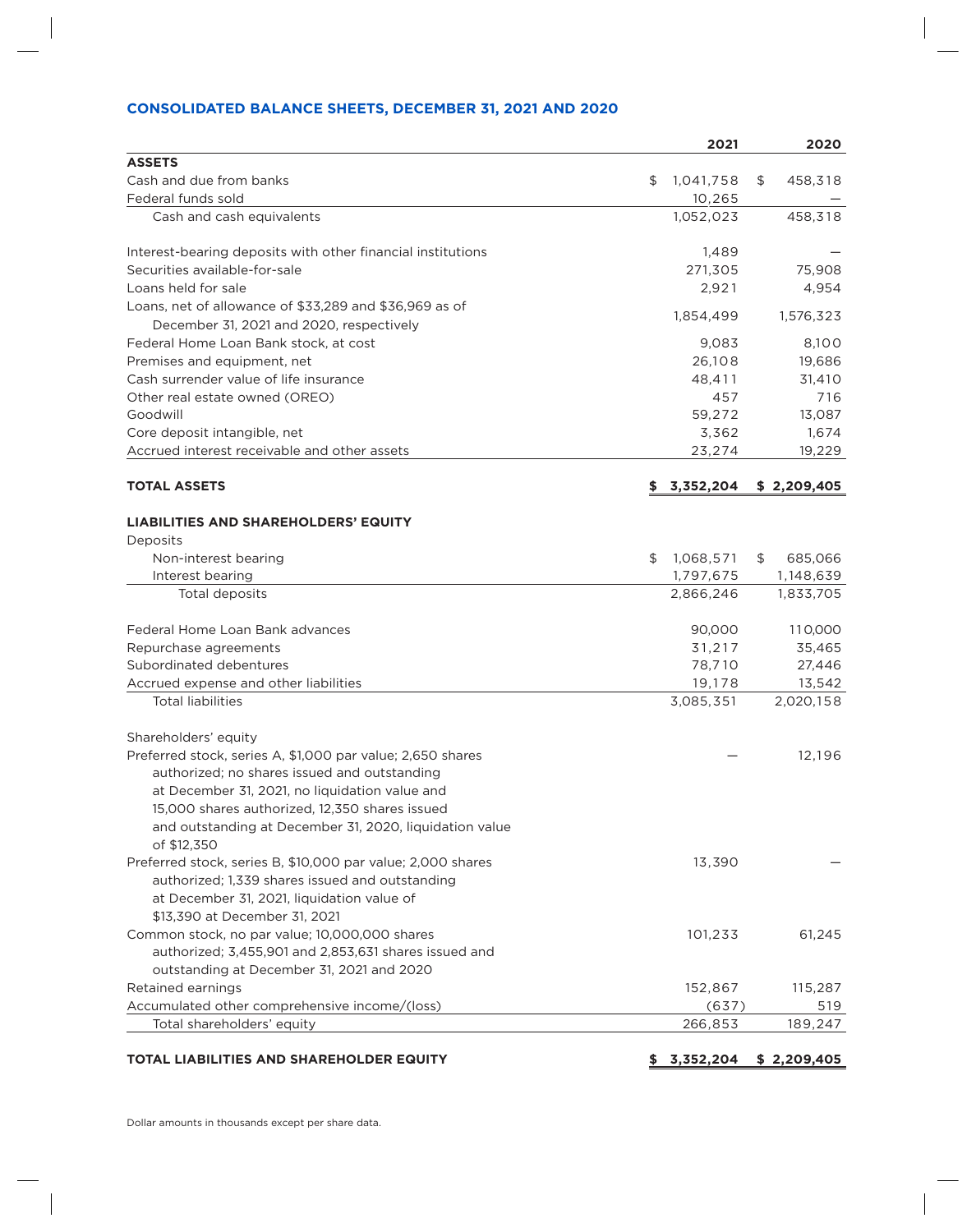## CONSOLIDATED BALANCE SHEETS, DECEMBER 31, 2021 AND 2020

| | 2021 | 2020 |
|---|---|---|
| **ASSETS** | | |
| Cash and due from banks | $ 1,041,758 | $ 458,318 |
| Federal funds sold | 10,265 | — |
| Cash and cash equivalents | 1,052,023 | 458,318 |
| | | |
| Interest-bearing deposits with other financial institutions | 1,489 | — |
| Securities available-for-sale | 271,305 | 75,908 |
| Loans held for sale | 2,921 | 4,954 |
| Loans, net of allowance of $33,289 and $36,969 as of December 31, 2021 and 2020, respectively | 1,854,499 | 1,576,323 |
| Federal Home Loan Bank stock, at cost | 9,083 | 8,100 |
| Premises and equipment, net | 26,108 | 19,686 |
| Cash surrender value of life insurance | 48,411 | 31,410 |
| Other real estate owned (OREO) | 457 | 716 |
| Goodwill | 59,272 | 13,087 |
| Core deposit intangible, net | 3,362 | 1,674 |
| Accrued interest receivable and other assets | 23,274 | 19,229 |
| | | |
| **TOTAL ASSETS** | **$ 3,352,204** | **$ 2,209,405** |
| | | |
| **LIABILITIES AND SHAREHOLDERS' EQUITY** | | |
| Deposits | | |
| Non-interest bearing | $ 1,068,571 | $ 685,066 |
| Interest bearing | 1,797,675 | 1,148,639 |
| Total deposits | 2,866,246 | 1,833,705 |
| | | |
| Federal Home Loan Bank advances | 90,000 | 110,000 |
| Repurchase agreements | 31,217 | 35,465 |
| Subordinated debentures | 78,710 | 27,446 |
| Accrued expense and other liabilities | 19,178 | 13,542 |
| Total liabilities | 3,085,351 | 2,020,158 |
| | | |
| Shareholders' equity | | |
| Preferred stock, series A, $1,000 par value; 2,650 shares authorized; no shares issued and outstanding at December 31, 2021, no liquidation value and 15,000 shares authorized, 12,350 shares issued and outstanding at December 31, 2020, liquidation value of $12,350 | — | 12,196 |
| Preferred stock, series B, $10,000 par value; 2,000 shares authorized; 1,339 shares issued and outstanding at December 31, 2021, liquidation value of $13,390 at December 31, 2021 | 13,390 | — |
| Common stock, no par value; 10,000,000 shares authorized; 3,455,901 and 2,853,631 shares issued and outstanding at December 31, 2021 and 2020 | 101,233 | 61,245 |
| Retained earnings | 152,867 | 115,287 |
| Accumulated other comprehensive income/(loss) | (637) | 519 |
| Total shareholders' equity | 266,853 | 189,247 |
| | | |
| **TOTAL LIABILITIES AND SHAREHOLDER EQUITY** | **$ 3,352,204** | **$ 2,209,405** |

Dollar amounts in thousands except per share data.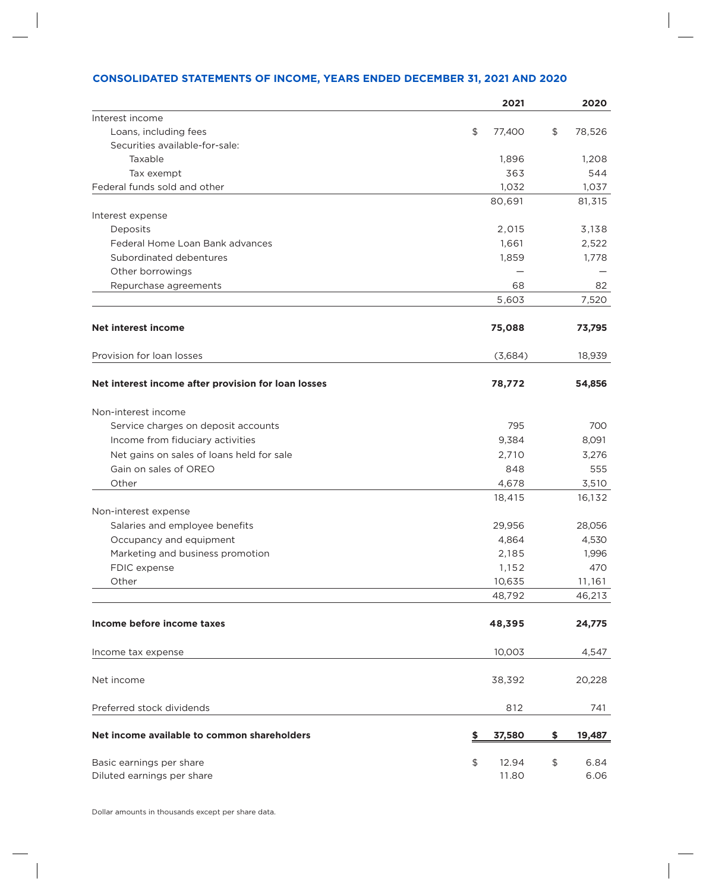## CONSOLIDATED STATEMENTS OF INCOME, YEARS ENDED DECEMBER 31, 2021 AND 2020

| | 2021 | 2020 |
|---|---|---|
| Interest income | | |
| Loans, including fees | $ 77,400 | $ 78,526 |
| Securities available-for-sale: | | |
| Taxable | 1,896 | 1,208 |
| Tax exempt | 363 | 544 |
| Federal funds sold and other | 1,032 | 1,037 |
| | 80,691 | 81,315 |
| Interest expense | | |
| Deposits | 2,015 | 3,138 |
| Federal Home Loan Bank advances | 1,661 | 2,522 |
| Subordinated debentures | 1,859 | 1,778 |
| Other borrowings | — | — |
| Repurchase agreements | 68 | 82 |
| | 5,603 | 7,520 |
| **Net interest income** | **75,088** | **73,795** |
| Provision for loan losses | (3,684) | 18,939 |
| **Net interest income after provision for loan losses** | **78,772** | **54,856** |
| Non-interest income | | |
| Service charges on deposit accounts | 795 | 700 |
| Income from fiduciary activities | 9,384 | 8,091 |
| Net gains on sales of loans held for sale | 2,710 | 3,276 |
| Gain on sales of OREO | 848 | 555 |
| Other | 4,678 | 3,510 |
| | 18,415 | 16,132 |
| Non-interest expense | | |
| Salaries and employee benefits | 29,956 | 28,056 |
| Occupancy and equipment | 4,864 | 4,530 |
| Marketing and business promotion | 2,185 | 1,996 |
| FDIC expense | 1,152 | 470 |
| Other | 10,635 | 11,161 |
| | 48,792 | 46,213 |
| **Income before income taxes** | **48,395** | **24,775** |
| Income tax expense | 10,003 | 4,547 |
| Net income | 38,392 | 20,228 |
| Preferred stock dividends | 812 | 741 |
| **Net income available to common shareholders** | **$ 37,580** | **$ 19,487** |
| Basic earnings per share | $ 12.94 | $ 6.84 |
| Diluted earnings per share | 11.80 | 6.06 |

Dollar amounts in thousands except per share data.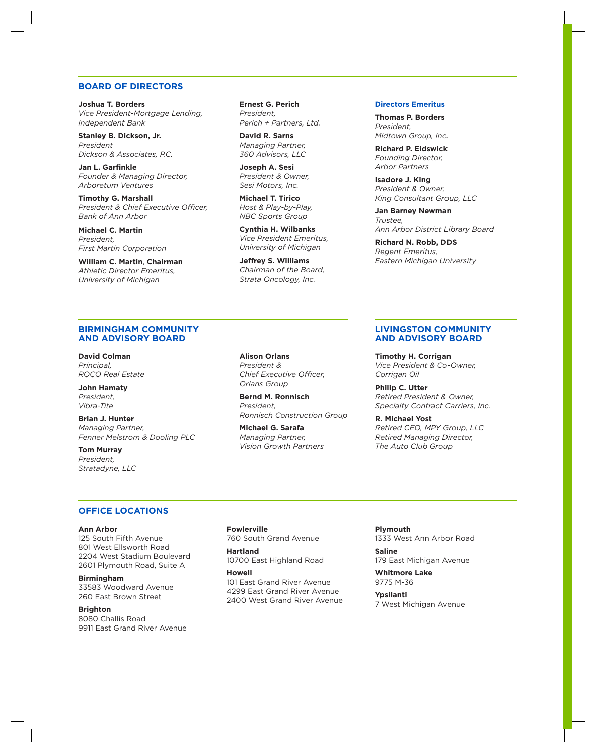## BOARD OF DIRECTORS

**Joshua T. Borders**
*Vice President-Mortgage Lending, Independent Bank*

**Stanley B. Dickson, Jr.**
*President*
*Dickson & Associates, P.C.*

**Jan L. Garfinkle**
*Founder & Managing Director, Arboretum Ventures*

**Timothy G. Marshall**
*President & Chief Executive Officer, Bank of Ann Arbor*

**Michael C. Martin**
*President,*
*First Martin Corporation*

**William C. Martin**, **Chairman**
*Athletic Director Emeritus, University of Michigan*

**Ernest G. Perich**
*President,*
*Perich + Partners, Ltd.*

**David R. Sarns**
*Managing Partner,*
*360 Advisors, LLC*

**Joseph A. Sesi**
*President & Owner,*
*Sesi Motors, Inc.*

**Michael T. Tirico**
*Host & Play-by-Play,*
*NBC Sports Group*

**Cynthia H. Wilbanks**
*Vice President Emeritus, University of Michigan*

**Jeffrey S. Williams**
*Chairman of the Board,*
*Strata Oncology, Inc.*

### Directors Emeritus

**Thomas P. Borders**
*President,*
*Midtown Group, Inc.*

**Richard P. Eidswick**
*Founding Director,*
*Arbor Partners*

**Isadore J. King**
*President & Owner,*
*King Consultant Group, LLC*

**Jan Barney Newman**
*Trustee,*
*Ann Arbor District Library Board*

**Richard N. Robb, DDS**
*Regent Emeritus,*
*Eastern Michigan University*

## BIRMINGHAM COMMUNITY AND ADVISORY BOARD

**David Colman**
*Principal,*
*ROCO Real Estate*

**John Hamaty**
*President,*
*Vibra-Tite*

**Brian J. Hunter**
*Managing Partner,*
*Fenner Melstrom & Dooling PLC*

**Tom Murray**
*President,*
*Stratadyne, LLC*

**Alison Orlans**
*President & Chief Executive Officer,*
*Orlans Group*

**Bernd M. Ronnisch**
*President,*
*Ronnisch Construction Group*

**Michael G. Sarafa**
*Managing Partner,*
*Vision Growth Partners*

## LIVINGSTON COMMUNITY AND ADVISORY BOARD

**Timothy H. Corrigan**
*Vice President & Co-Owner,*
*Corrigan Oil*

**Philip C. Utter**
*Retired President & Owner,*
*Specialty Contract Carriers, Inc.*

**R. Michael Yost**
*Retired CEO, MPY Group, LLC*
*Retired Managing Director,*
*The Auto Club Group*

## OFFICE LOCATIONS

**Ann Arbor**
125 South Fifth Avenue
801 West Ellsworth Road
2204 West Stadium Boulevard
2601 Plymouth Road, Suite A

**Birmingham**
33583 Woodward Avenue
260 East Brown Street

**Brighton**
8080 Challis Road
9911 East Grand River Avenue

**Fowlerville**
760 South Grand Avenue

**Hartland**
10700 East Highland Road

**Howell**
101 East Grand River Avenue
4299 East Grand River Avenue
2400 West Grand River Avenue

**Plymouth**
1333 West Ann Arbor Road

**Saline**
179 East Michigan Avenue

**Whitmore Lake**
9775 M-36

**Ypsilanti**
7 West Michigan Avenue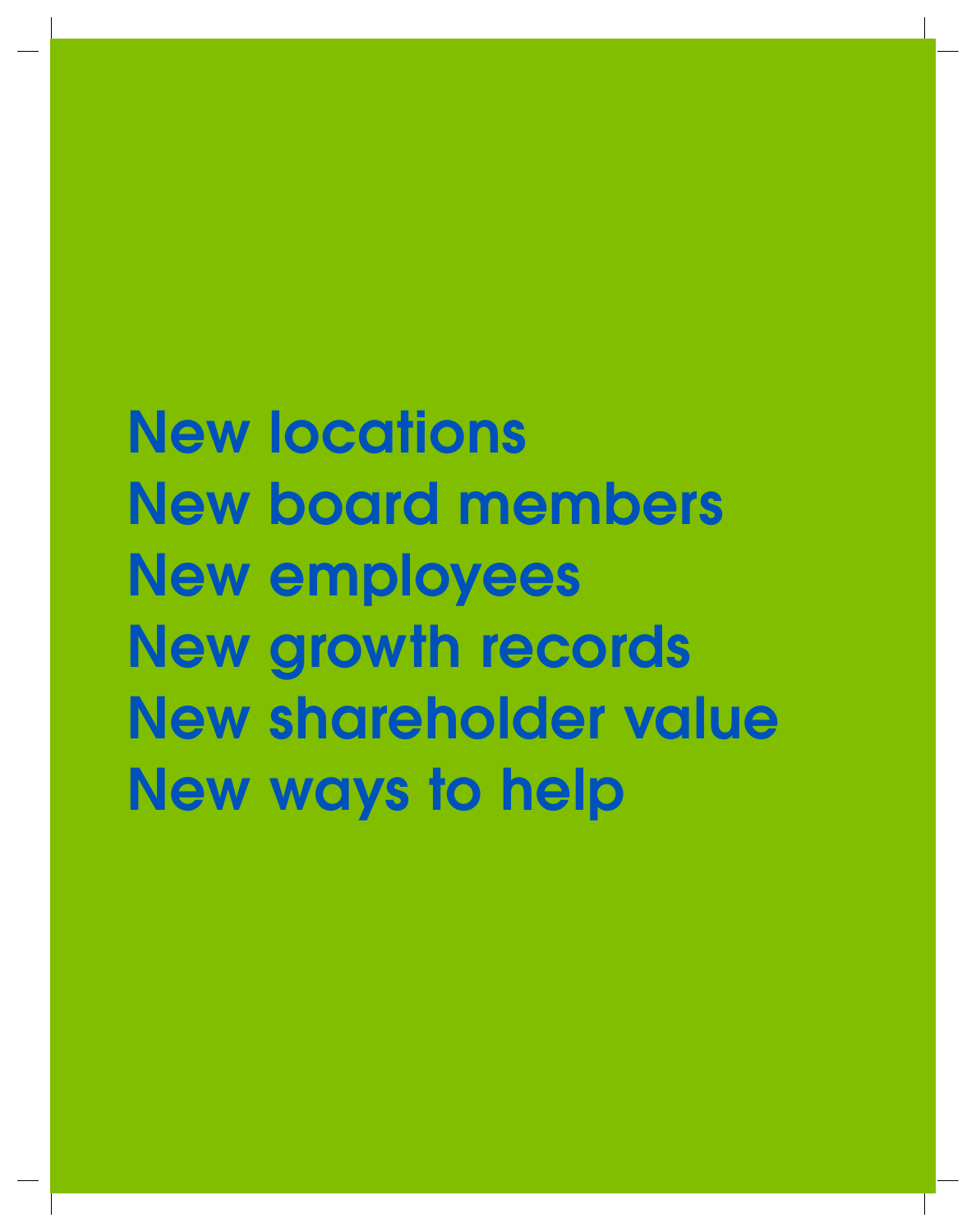New locations
New board members
New employees
New growth records
New shareholder value
New ways to help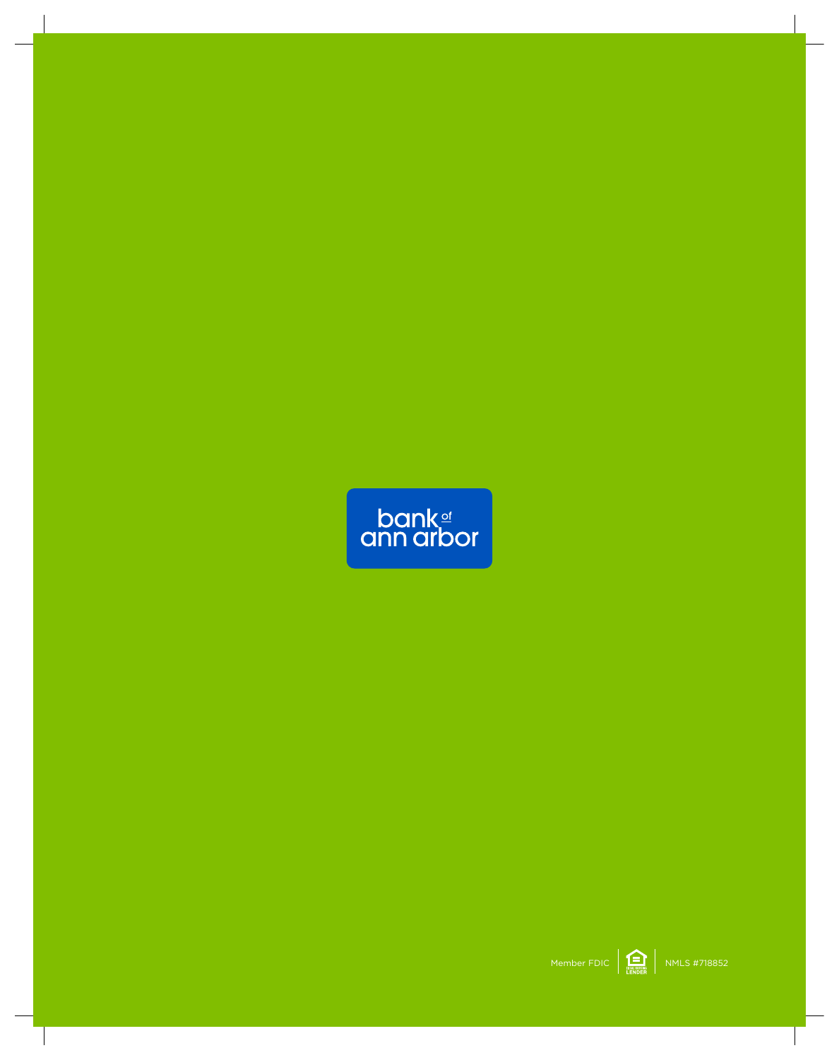bank of ann arbor

Member FDIC | EQUAL HOUSING LENDER | NMLS #718852